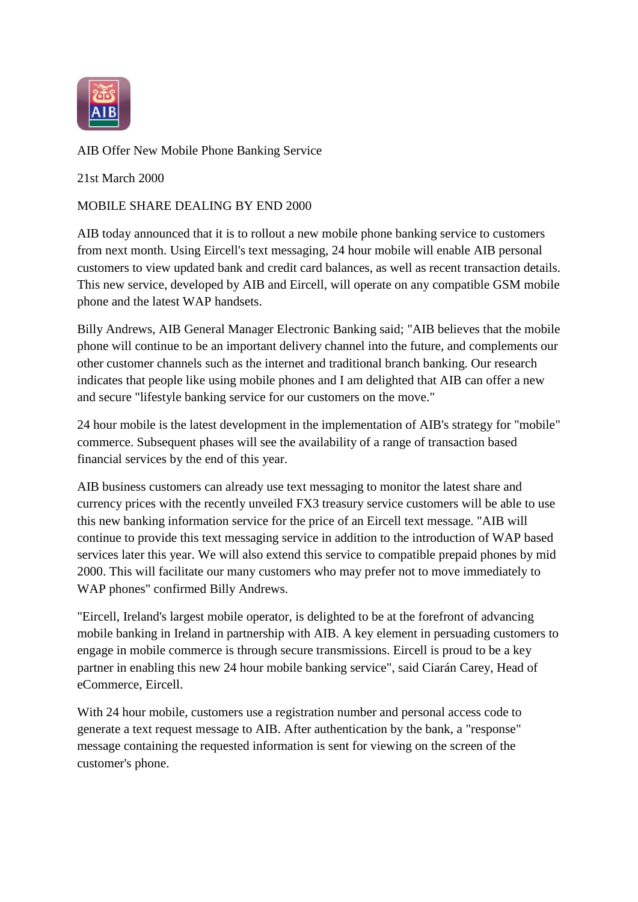# AIB Offer New Mobile Phone Banking Service

21st March 2000

## MOBILE SHARE DEALING BY END 2000

AIB today announced that it is to rollout a new mobile phone banking service to customers from next month. Using Eircell's text messaging, 24 hour mobile will enable AIB personal customers to view updated bank and credit card balances, as well as recent transaction details. This new service, developed by AIB and Eircell, will operate on any compatible GSM mobile phone and the latest WAP handsets.

Billy Andrews, AIB General Manager Electronic Banking said; "AIB believes that the mobile phone will continue to be an important delivery channel into the future, and complements our other customer channels such as the internet and traditional branch banking. Our research indicates that people like using mobile phones and I am delighted that AIB can offer a new and secure "lifestyle banking service for our customers on the move."

24 hour mobile is the latest development in the implementation of AIB's strategy for "mobile" commerce. Subsequent phases will see the availability of a range of transaction based financial services by the end of this year.

AIB business customers can already use text messaging to monitor the latest share and currency prices with the recently unveiled FX3 treasury service customers will be able to use this new banking information service for the price of an Eircell text message. "AIB will continue to provide this text messaging service in addition to the introduction of WAP based services later this year. We will also extend this service to compatible prepaid phones by mid 2000. This will facilitate our many customers who may prefer not to move immediately to WAP phones" confirmed Billy Andrews.

"Eircell, Ireland's largest mobile operator, is delighted to be at the forefront of advancing mobile banking in Ireland in partnership with AIB. A key element in persuading customers to engage in mobile commerce is through secure transmissions. Eircell is proud to be a key partner in enabling this new 24 hour mobile banking service", said Ciarán Carey, Head of eCommerce, Eircell.

With 24 hour mobile, customers use a registration number and personal access code to generate a text request message to AIB. After authentication by the bank, a "response" message containing the requested information is sent for viewing on the screen of the customer's phone.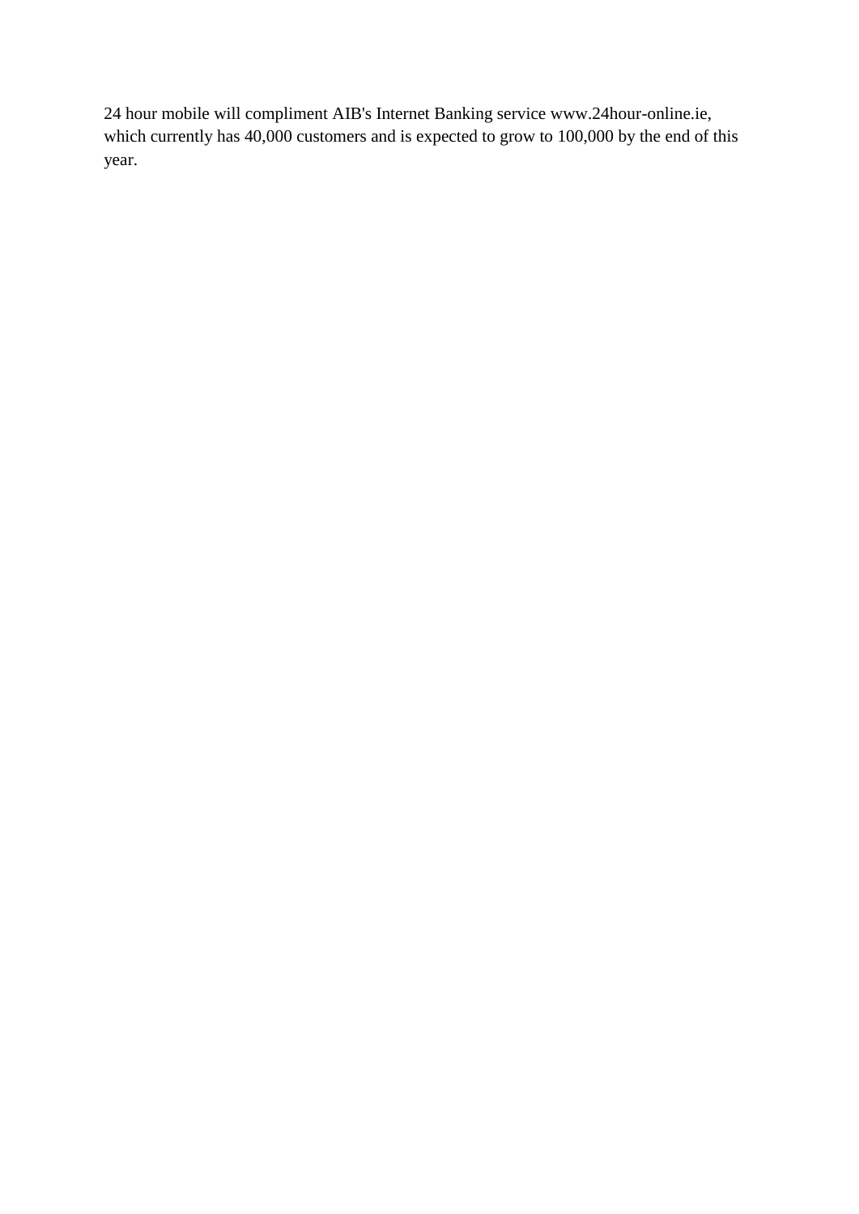24 hour mobile will compliment AIB's Internet Banking service www.24hour-online.ie, which currently has 40,000 customers and is expected to grow to 100,000 by the end of this year.